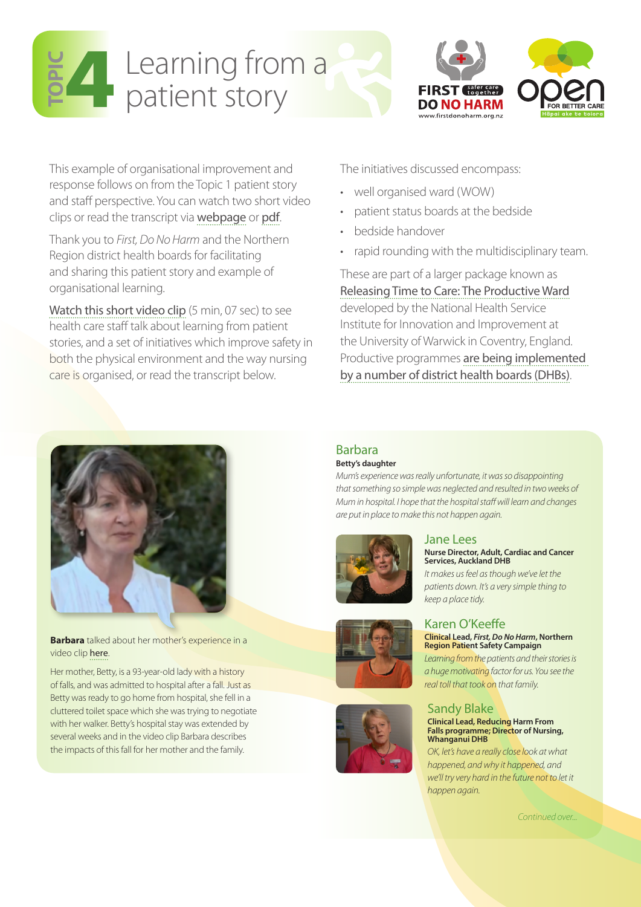# TOPIC 4 Learning from a patient story

This example of organisational improvement and response follows on from the Topic 1 patient story and staff perspective. You can watch two short video clips or read the transcript via webpage or pdf.

Thank you to *First, Do No Harm* and the Northern Region district health boards for facilitating and sharing this patient story and example of organisational learning.

Watch this short video clip (5 min, 07 sec) to see health care staff talk about learning from patient stories, and a set of initiatives which improve safety in both the physical environment and the way nursing care is organised, or read the transcript below.

The initiatives discussed encompass:

- well organised ward (WOW)
- patient status boards at the bedside
- bedside handover
- rapid rounding with the multidisciplinary team.

These are part of a larger package known as Releasing Time to Care: The Productive Ward developed by the National Health Service Institute for Innovation and Improvement at the University of Warwick in Coventry, England. Productive programmes are being implemented by a number of district health boards (DHBs).

**Barbara** talked about her mother's experience in a video clip here.

Her mother, Betty, is a 93-year-old lady with a history of falls, and was admitted to hospital after a fall. Just as Betty was ready to go home from hospital, she fell in a cluttered toilet space which she was trying to negotiate with her walker. Betty's hospital stay was extended by several weeks and in the video clip Barbara describes the impacts of this fall for her mother and the family.

## Barbara

**Betty's daughter**

*Mum's experience was really unfortunate, it was so disappointing that something so simple was neglected and resulted in two weeks of Mum in hospital. I hope that the hospital staff will learn and changes are put in place to make this not happen again.*

## Jane Lees

**Nurse Director, Adult, Cardiac and Cancer Services, Auckland DHB**

*It makes us feel as though we've let the patients down. It's a very simple thing to keep a place tidy.*

## Karen O'Keeffe

**Clinical Lead, *First, Do No Harm*, Northern Region Patient Safety Campaign**

*Learning from the patients and their stories is a huge motivating factor for us. You see the real toll that took on that family.*

## Sandy Blake

**Clinical Lead, Reducing Harm From Falls programme; Director of Nursing, Whanganui DHB**

*OK, let's have a really close look at what happened, and why it happened, and we'll try very hard in the future not to let it happen again.*

*Continued over...*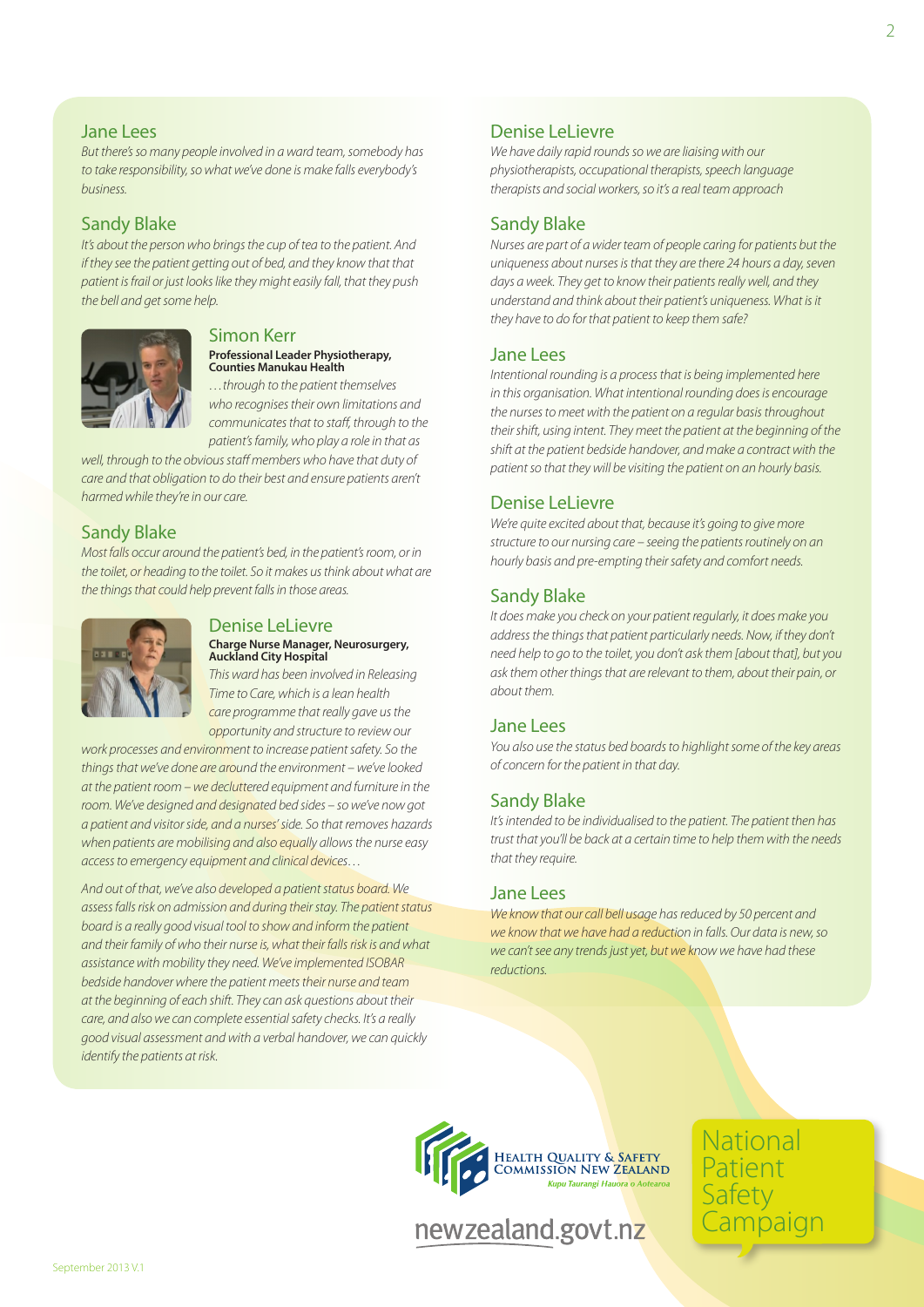## Jane Lees

*But there's so many people involved in a ward team, somebody has to take responsibility, so what we've done is make falls everybody's business.*

## Sandy Blake

*It's about the person who brings the cup of tea to the patient. And if they see the patient getting out of bed, and they know that that patient is frail or just looks like they might easily fall, that they push the bell and get some help.*

## Simon Kerr

**Professional Leader Physiotherapy, Counties Manukau Health**

*…through to the patient themselves who recognises their own limitations and communicates that to staff, through to the patient's family, who play a role in that as well, through to the obvious staff members who have that duty of care and that obligation to do their best and ensure patients aren't harmed while they're in our care.*

## Sandy Blake

*Most falls occur around the patient's bed, in the patient's room, or in the toilet, or heading to the toilet. So it makes us think about what are the things that could help prevent falls in those areas.*

## Denise LeLievre

**Charge Nurse Manager, Neurosurgery, Auckland City Hospital**

*This ward has been involved in Releasing Time to Care, which is a lean health care programme that really gave us the opportunity and structure to review our work processes and environment to increase patient safety. So the things that we've done are around the environment – we've looked at the patient room – we decluttered equipment and furniture in the room. We've designed and designated bed sides – so we've now got a patient and visitor side, and a nurses' side. So that removes hazards when patients are mobilising and also equally allows the nurse easy access to emergency equipment and clinical devices…*

*And out of that, we've also developed a patient status board. We assess falls risk on admission and during their stay. The patient status board is a really good visual tool to show and inform the patient and their family of who their nurse is, what their falls risk is and what assistance with mobility they need. We've implemented ISOBAR bedside handover where the patient meets their nurse and team at the beginning of each shift. They can ask questions about their care, and also we can complete essential safety checks. It's a really good visual assessment and with a verbal handover, we can quickly identify the patients at risk.*

## Denise LeLievre

*We have daily rapid rounds so we are liaising with our physiotherapists, occupational therapists, speech language therapists and social workers, so it's a real team approach*

## Sandy Blake

*Nurses are part of a wider team of people caring for patients but the uniqueness about nurses is that they are there 24 hours a day, seven days a week. They get to know their patients really well, and they understand and think about their patient's uniqueness. What is it they have to do for that patient to keep them safe?*

## Jane Lees

*Intentional rounding is a process that is being implemented here in this organisation. What intentional rounding does is encourage the nurses to meet with the patient on a regular basis throughout their shift, using intent. They meet the patient at the beginning of the shift at the patient bedside handover, and make a contract with the patient so that they will be visiting the patient on an hourly basis.*

## Denise LeLievre

*We're quite excited about that, because it's going to give more structure to our nursing care – seeing the patients routinely on an hourly basis and pre-empting their safety and comfort needs.*

## Sandy Blake

*It does make you check on your patient regularly, it does make you address the things that patient particularly needs. Now, if they don't need help to go to the toilet, you don't ask them [about that], but you ask them other things that are relevant to them, about their pain, or about them.*

## Jane Lees

*You also use the status bed boards to highlight some of the key areas of concern for the patient in that day.*

## Sandy Blake

*It's intended to be individualised to the patient. The patient then has trust that you'll be back at a certain time to help them with the needs that they require.*

## Jane Lees

*We know that our call bell usage has reduced by 50 percent and we know that we have had a reduction in falls. Our data is new, so we can't see any trends just yet, but we know we have had these reductions.*

Health Quality & Safety Commission New Zealand
Kupu Taurangi Hauora o Aotearoa

newzealand.govt.nz

National Patient Safety Campaign

September 2013 V.1